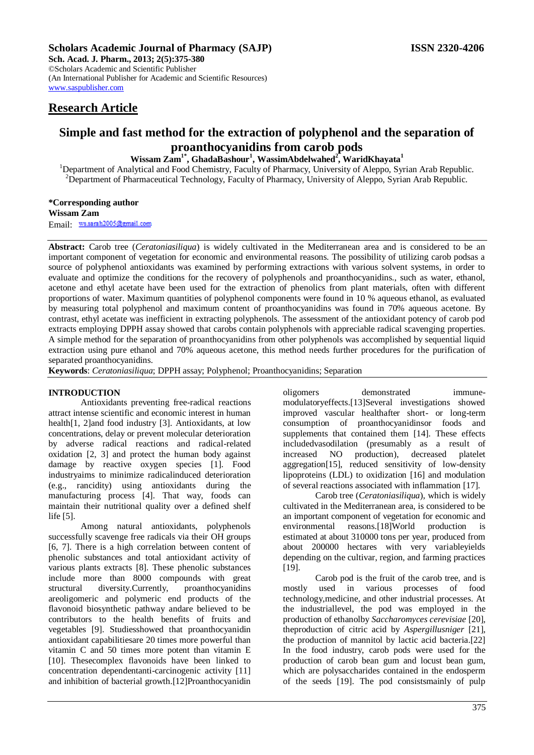# Research Article

## Simple and fast method for the extraction of polyphenol and the separation of proanthocyanidins from carob pods

**Wissam Zam[1*], GhadaBashour[1], WassimAbdelwahed[2], WaridKhayata[1]**

[1]Department of Analytical and Food Chemistry, Faculty of Pharmacy, University of Aleppo, Syrian Arab Republic.
[2]Department of Pharmaceutical Technology, Faculty of Pharmacy, University of Aleppo, Syrian Arab Republic.

**\*Corresponding author**
**Wissam Zam**
Email: ws.sarah2005@gmail.com

**Abstract:** Carob tree (*Ceratoniasiliqua*) is widely cultivated in the Mediterranean area and is considered to be an important component of vegetation for economic and environmental reasons. The possibility of utilizing carob podsas a source of polyphenol antioxidants was examined by performing extractions with various solvent systems, in order to evaluate and optimize the conditions for the recovery of polyphenols and proanthocyanidins., such as water, ethanol, acetone and ethyl acetate have been used for the extraction of phenolics from plant materials, often with different proportions of water. Maximum quantities of polyphenol components were found in 10 % aqueous ethanol, as evaluated by measuring total polyphenol and maximum content of proanthocyanidins was found in 70% aqueous acetone. By contrast, ethyl acetate was inefficient in extracting polyphenols. The assessment of the antioxidant potency of carob pod extracts employing DPPH assay showed that carobs contain polyphenols with appreciable radical scavenging properties. A simple method for the separation of proanthocyanidins from other polyphenols was accomplished by sequential liquid extraction using pure ethanol and 70% aqueous acetone, this method needs further procedures for the purification of separated proanthocyanidins.

**Keywords**: *Ceratoniasiliqua*; DPPH assay; Polyphenol; Proanthocyanidins; Separation

### INTRODUCTION

Antioxidants preventing free-radical reactions attract intense scientific and economic interest in human health[1, 2]and food industry [3]. Antioxidants, at low concentrations, delay or prevent molecular deterioration by adverse radical reactions and radical-related oxidation [2, 3] and protect the human body against damage by reactive oxygen species [1]. Food industryaims to minimize radicalinduced deterioration (e.g., rancidity) using antioxidants during the manufacturing process [4]. That way, foods can maintain their nutritional quality over a defined shelf life [5].

Among natural antioxidants, polyphenols successfully scavenge free radicals via their OH groups [6, 7]. There is a high correlation between content of phenolic substances and total antioxidant activity of various plants extracts [8]. These phenolic substances include more than 8000 compounds with great structural diversity.Currently, proanthocyanidins areoligomeric and polymeric end products of the flavonoid biosynthetic pathway andare believed to be contributors to the health benefits of fruits and vegetables [9]. Studiesshowed that proanthocyanidin antioxidant capabilitiesare 20 times more powerful than vitamin C and 50 times more potent than vitamin E [10]. Thesecomplex flavonoids have been linked to concentration dependentanti-carcinogenic activity [11] and inhibition of bacterial growth.[12]Proanthocyanidin oligomers demonstrated immune-modulatoryeffects.[13]Several investigations showed improved vascular healthafter short- or long-term consumption of proanthocyanidinsor foods and supplements that contained them [14]. These effects includedvasodilation (presumably as a result of increased NO production), decreased platelet aggregation[15], reduced sensitivity of low-density lipoproteins (LDL) to oxidization [16] and modulation of several reactions associated with inflammation [17].

Carob tree (*Ceratoniasiliqua*), which is widely cultivated in the Mediterranean area, is considered to be an important component of vegetation for economic and environmental reasons.[18]World production is estimated at about 310000 tons per year, produced from about 200000 hectares with very variableyields depending on the cultivar, region, and farming practices [19].

Carob pod is the fruit of the carob tree, and is mostly used in various processes of food technology,medicine, and other industrial processes. At the industriallevel, the pod was employed in the production of ethanolby *Saccharomyces cerevisiae* [20], theproduction of citric acid by *Aspergillusniger* [21], the production of mannitol by lactic acid bacteria.[22] In the food industry, carob pods were used for the production of carob bean gum and locust bean gum, which are polysaccharides contained in the endosperm of the seeds [19]. The pod consistsmainly of pulp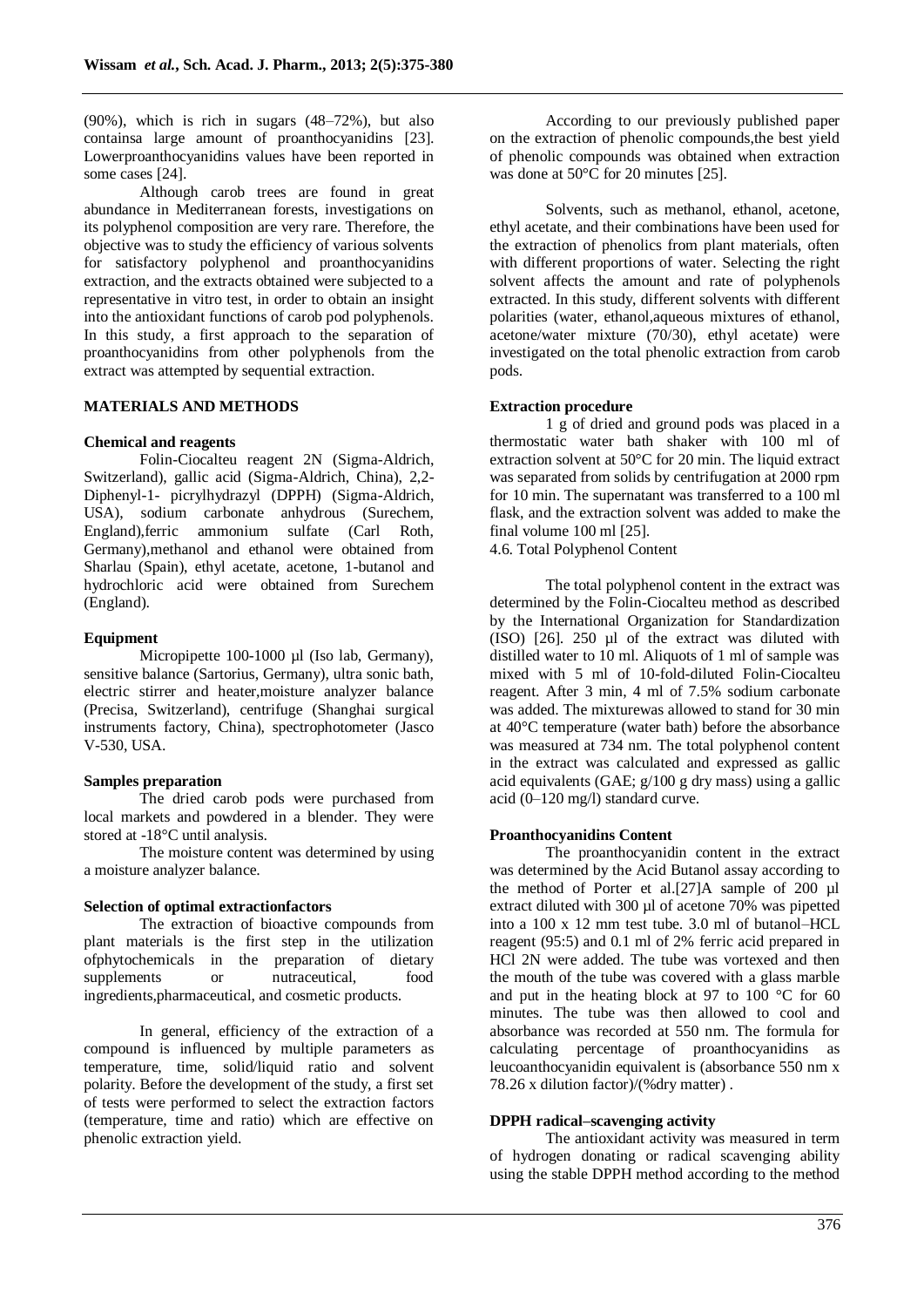(90%), which is rich in sugars (48–72%), but also containsa large amount of proanthocyanidins [23]. Lowerproanthocyanidins values have been reported in some cases [24].

Although carob trees are found in great abundance in Mediterranean forests, investigations on its polyphenol composition are very rare. Therefore, the objective was to study the efficiency of various solvents for satisfactory polyphenol and proanthocyanidins extraction, and the extracts obtained were subjected to a representative in vitro test, in order to obtain an insight into the antioxidant functions of carob pod polyphenols. In this study, a first approach to the separation of proanthocyanidins from other polyphenols from the extract was attempted by sequential extraction.

## MATERIALS AND METHODS

### Chemical and reagents

Folin-Ciocalteu reagent 2N (Sigma-Aldrich, Switzerland), gallic acid (Sigma-Aldrich, China), 2,2-Diphenyl-1- picrylhydrazyl (DPPH) (Sigma-Aldrich, USA), sodium carbonate anhydrous (Surechem, England),ferric ammonium sulfate (Carl Roth, Germany),methanol and ethanol were obtained from Sharlau (Spain), ethyl acetate, acetone, 1-butanol and hydrochloric acid were obtained from Surechem (England).

### Equipment

Micropipette 100-1000 µl (Iso lab, Germany), sensitive balance (Sartorius, Germany), ultra sonic bath, electric stirrer and heater,moisture analyzer balance (Precisa, Switzerland), centrifuge (Shanghai surgical instruments factory, China), spectrophotometer (Jasco V-530, USA.

### Samples preparation

The dried carob pods were purchased from local markets and powdered in a blender. They were stored at -18°C until analysis.

The moisture content was determined by using a moisture analyzer balance.

### Selection of optimal extractionfactors

The extraction of bioactive compounds from plant materials is the first step in the utilization ofphytochemicals in the preparation of dietary supplements or nutraceutical, food ingredients,pharmaceutical, and cosmetic products.

In general, efficiency of the extraction of a compound is influenced by multiple parameters as temperature, time, solid/liquid ratio and solvent polarity. Before the development of the study, a first set of tests were performed to select the extraction factors (temperature, time and ratio) which are effective on phenolic extraction yield.

According to our previously published paper on the extraction of phenolic compounds,the best yield of phenolic compounds was obtained when extraction was done at 50°C for 20 minutes [25].

Solvents, such as methanol, ethanol, acetone, ethyl acetate, and their combinations have been used for the extraction of phenolics from plant materials, often with different proportions of water. Selecting the right solvent affects the amount and rate of polyphenols extracted. In this study, different solvents with different polarities (water, ethanol,aqueous mixtures of ethanol, acetone/water mixture (70/30), ethyl acetate) were investigated on the total phenolic extraction from carob pods.

### Extraction procedure

1 g of dried and ground pods was placed in a thermostatic water bath shaker with 100 ml of extraction solvent at 50°C for 20 min. The liquid extract was separated from solids by centrifugation at 2000 rpm for 10 min. The supernatant was transferred to a 100 ml flask, and the extraction solvent was added to make the final volume 100 ml [25].

### 4.6. Total Polyphenol Content

The total polyphenol content in the extract was determined by the Folin-Ciocalteu method as described by the International Organization for Standardization (ISO) [26]. 250 µl of the extract was diluted with distilled water to 10 ml. Aliquots of 1 ml of sample was mixed with 5 ml of 10-fold-diluted Folin-Ciocalteu reagent. After 3 min, 4 ml of 7.5% sodium carbonate was added. The mixturewas allowed to stand for 30 min at 40°C temperature (water bath) before the absorbance was measured at 734 nm. The total polyphenol content in the extract was calculated and expressed as gallic acid equivalents (GAE; g/100 g dry mass) using a gallic acid (0–120 mg/l) standard curve.

### Proanthocyanidins Content

The proanthocyanidin content in the extract was determined by the Acid Butanol assay according to the method of Porter et al.[27]A sample of 200 µl extract diluted with 300 µl of acetone 70% was pipetted into a 100 x 12 mm test tube. 3.0 ml of butanol–HCL reagent (95:5) and 0.1 ml of 2% ferric acid prepared in HCl 2N were added. The tube was vortexed and then the mouth of the tube was covered with a glass marble and put in the heating block at 97 to 100 °C for 60 minutes. The tube was then allowed to cool and absorbance was recorded at 550 nm. The formula for calculating percentage of proanthocyanidins as leucoanthocyanidin equivalent is (absorbance 550 nm x 78.26 x dilution factor)/(%dry matter) .

### DPPH radical–scavenging activity

The antioxidant activity was measured in term of hydrogen donating or radical scavenging ability using the stable DPPH method according to the method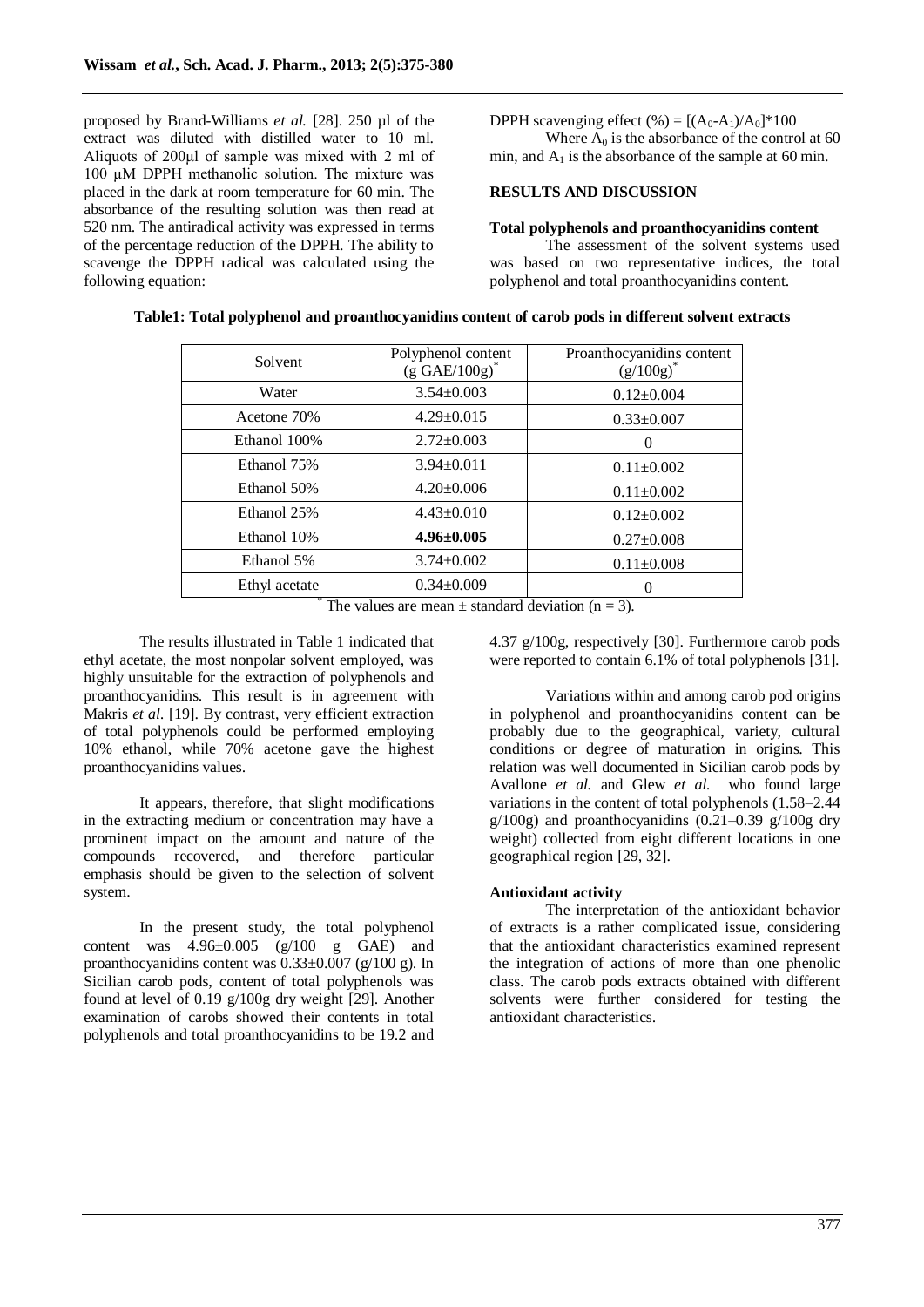proposed by Brand-Williams *et al.* [28]. 250 µl of the extract was diluted with distilled water to 10 ml. Aliquots of 200µl of sample was mixed with 2 ml of 100 µM DPPH methanolic solution. The mixture was placed in the dark at room temperature for 60 min. The absorbance of the resulting solution was then read at 520 nm. The antiradical activity was expressed in terms of the percentage reduction of the DPPH. The ability to scavenge the DPPH radical was calculated using the following equation:

$$\text{DPPH scavenging effect (\%)} = [(A_0 - A_1)/A_0]*100$$

Where $A_0$ is the absorbance of the control at 60 min, and $A_1$ is the absorbance of the sample at 60 min.

## RESULTS AND DISCUSSION

### Total polyphenols and proanthocyanidins content

The assessment of the solvent systems used was based on two representative indices, the total polyphenol and total proanthocyanidins content.

**Table1: Total polyphenol and proanthocyanidins content of carob pods in different solvent extracts**

| Solvent | Polyphenol content (g GAE/100g)* | Proanthocyanidins content (g/100g)* |
|---|---|---|
| Water | 3.54±0.003 | 0.12±0.004 |
| Acetone 70% | 4.29±0.015 | 0.33±0.007 |
| Ethanol 100% | 2.72±0.003 | 0 |
| Ethanol 75% | 3.94±0.011 | 0.11±0.002 |
| Ethanol 50% | 4.20±0.006 | 0.11±0.002 |
| Ethanol 25% | 4.43±0.010 | 0.12±0.002 |
| Ethanol 10% | **4.96±0.005** | 0.27±0.008 |
| Ethanol 5% | 3.74±0.002 | 0.11±0.008 |
| Ethyl acetate | 0.34±0.009 | 0 |

* The values are mean ± standard deviation (n = 3).

The results illustrated in Table 1 indicated that ethyl acetate, the most nonpolar solvent employed, was highly unsuitable for the extraction of polyphenols and proanthocyanidins. This result is in agreement with Makris *et al.* [19]. By contrast, very efficient extraction of total polyphenols could be performed employing 10% ethanol, while 70% acetone gave the highest proanthocyanidins values.

It appears, therefore, that slight modifications in the extracting medium or concentration may have a prominent impact on the amount and nature of the compounds recovered, and therefore particular emphasis should be given to the selection of solvent system.

In the present study, the total polyphenol content was 4.96±0.005 (g/100 g GAE) and proanthocyanidins content was 0.33±0.007 (g/100 g). In Sicilian carob pods, content of total polyphenols was found at level of 0.19 g/100g dry weight [29]. Another examination of carobs showed their contents in total polyphenols and total proanthocyanidins to be 19.2 and 4.37 g/100g, respectively [30]. Furthermore carob pods were reported to contain 6.1% of total polyphenols [31].

Variations within and among carob pod origins in polyphenol and proanthocyanidins content can be probably due to the geographical, variety, cultural conditions or degree of maturation in origins. This relation was well documented in Sicilian carob pods by Avallone *et al.* and Glew *et al.* who found large variations in the content of total polyphenols (1.58–2.44 g/100g) and proanthocyanidins (0.21–0.39 g/100g dry weight) collected from eight different locations in one geographical region [29, 32].

### Antioxidant activity

The interpretation of the antioxidant behavior of extracts is a rather complicated issue, considering that the antioxidant characteristics examined represent the integration of actions of more than one phenolic class. The carob pods extracts obtained with different solvents were further considered for testing the antioxidant characteristics.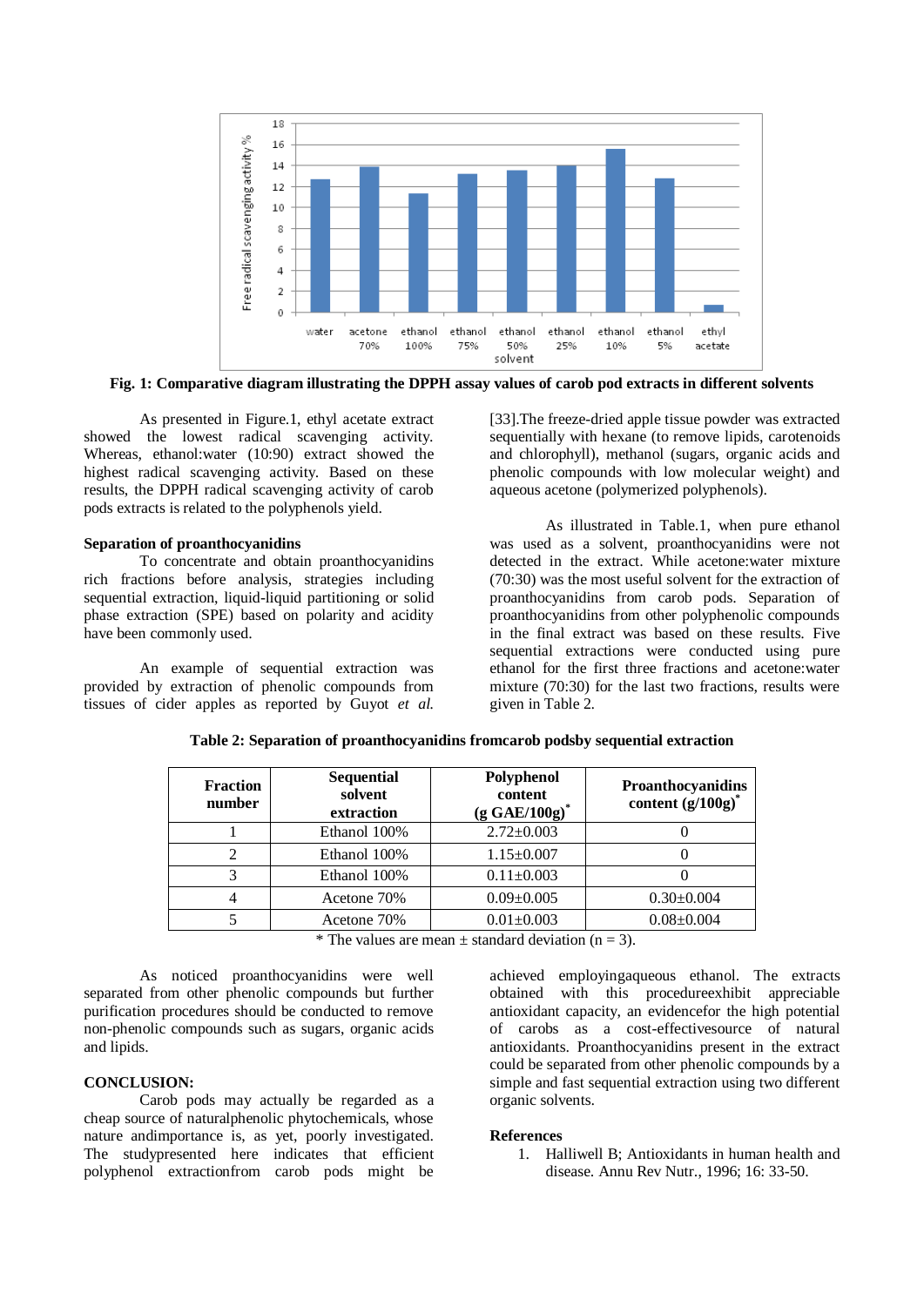**Fig. 1: Comparative diagram illustrating the DPPH assay values of carob pod extracts in different solvents**

As presented in Figure.1, ethyl acetate extract showed the lowest radical scavenging activity. Whereas, ethanol:water (10:90) extract showed the highest radical scavenging activity. Based on these results, the DPPH radical scavenging activity of carob pods extracts is related to the polyphenols yield.

### Separation of proanthocyanidins

To concentrate and obtain proanthocyanidins rich fractions before analysis, strategies including sequential extraction, liquid-liquid partitioning or solid phase extraction (SPE) based on polarity and acidity have been commonly used.

An example of sequential extraction was provided by extraction of phenolic compounds from tissues of cider apples as reported by Guyot *et al.* [33].The freeze-dried apple tissue powder was extracted sequentially with hexane (to remove lipids, carotenoids and chlorophyll), methanol (sugars, organic acids and phenolic compounds with low molecular weight) and aqueous acetone (polymerized polyphenols).

As illustrated in Table.1, when pure ethanol was used as a solvent, proanthocyanidins were not detected in the extract. While acetone:water mixture (70:30) was the most useful solvent for the extraction of proanthocyanidins from carob pods. Separation of proanthocyanidins from other polyphenolic compounds in the final extract was based on these results. Five sequential extractions were conducted using pure ethanol for the first three fractions and acetone:water mixture (70:30) for the last two fractions, results were given in Table 2.

**Table 2: Separation of proanthocyanidins fromcarob podsby sequential extraction**

| Fraction number | Sequential solvent extraction | Polyphenol content (g GAE/100g)* | Proanthocyanidins content (g/100g)* |
|---|---|---|---|
| 1 | Ethanol 100% | 2.72±0.003 | 0 |
| 2 | Ethanol 100% | 1.15±0.007 | 0 |
| 3 | Ethanol 100% | 0.11±0.003 | 0 |
| 4 | Acetone 70% | 0.09±0.005 | 0.30±0.004 |
| 5 | Acetone 70% | 0.01±0.003 | 0.08±0.004 |

\* The values are mean ± standard deviation (n = 3).

As noticed proanthocyanidins were well separated from other phenolic compounds but further purification procedures should be conducted to remove non-phenolic compounds such as sugars, organic acids and lipids.

## CONCLUSION:

Carob pods may actually be regarded as a cheap source of naturalphenolic phytochemicals, whose nature andimportance is, as yet, poorly investigated. The studypresented here indicates that efficient polyphenol extractionfrom carob pods might be achieved employingaqueous ethanol. The extracts obtained with this procedureexhibit appreciable antioxidant capacity, an evidencefor the high potential of carobs as a cost-effectivesource of natural antioxidants. Proanthocyanidins present in the extract could be separated from other phenolic compounds by a simple and fast sequential extraction using two different organic solvents.

## References

1. Halliwell B; Antioxidants in human health and disease. Annu Rev Nutr., 1996; 16: 33-50.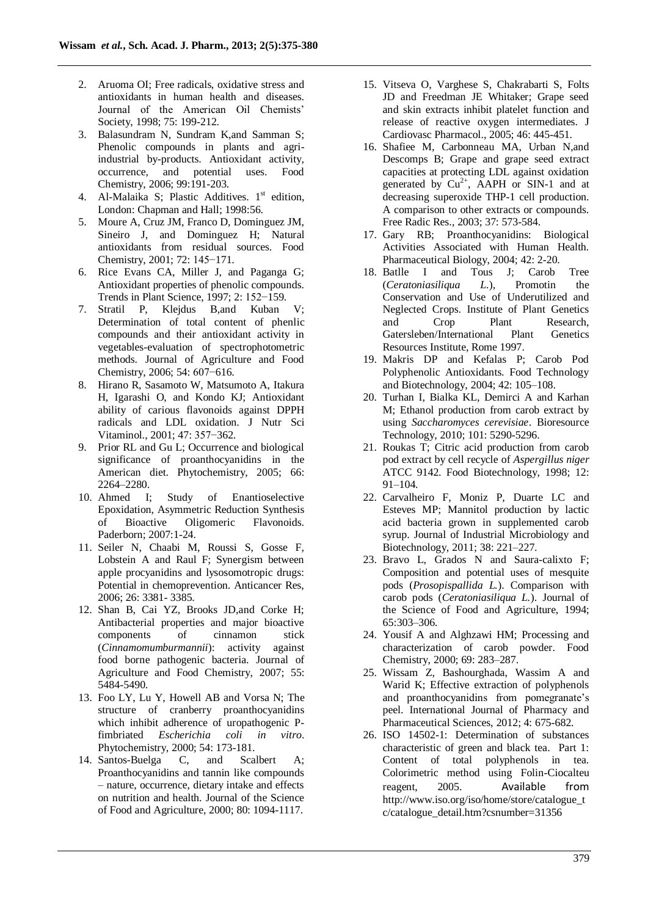2. Aruoma OI; Free radicals, oxidative stress and antioxidants in human health and diseases. Journal of the American Oil Chemists' Society, 1998; 75: 199-212.
3. Balasundram N, Sundram K,and Samman S; Phenolic compounds in plants and agri-industrial by-products. Antioxidant activity, occurrence, and potential uses. Food Chemistry, 2006; 99:191-203.
4. Al-Malaika S; Plastic Additives. 1st edition, London: Chapman and Hall; 1998:56.
5. Moure A, Cruz JM, Franco D, Dominguez JM, Sineiro J, and Dominguez H; Natural antioxidants from residual sources. Food Chemistry, 2001; 72: 145−171.
6. Rice Evans CA, Miller J, and Paganga G; Antioxidant properties of phenolic compounds. Trends in Plant Science, 1997; 2: 152−159.
7. Stratil P, Klejdus B,and Kuban V; Determination of total content of phenlic compounds and their antioxidant activity in vegetables-evaluation of spectrophotometric methods. Journal of Agriculture and Food Chemistry, 2006; 54: 607−616.
8. Hirano R, Sasamoto W, Matsumoto A, Itakura H, Igarashi O, and Kondo KJ; Antioxidant ability of carious flavonoids against DPPH radicals and LDL oxidation. J Nutr Sci Vitaminol., 2001; 47: 357−362.
9. Prior RL and Gu L; Occurrence and biological significance of proanthocyanidins in the American diet. Phytochemistry, 2005; 66: 2264–2280.
10. Ahmed I; Study of Enantioselective Epoxidation, Asymmetric Reduction Synthesis of Bioactive Oligomeric Flavonoids. Paderborn; 2007:1-24.
11. Seiler N, Chaabi M, Roussi S, Gosse F, Lobstein A and Raul F; Synergism between apple procyanidins and lysosomotropic drugs: Potential in chemoprevention. Anticancer Res, 2006; 26: 3381- 3385.
12. Shan B, Cai YZ, Brooks JD,and Corke H; Antibacterial properties and major bioactive components of cinnamon stick (*Cinnamomumburmannii*): activity against food borne pathogenic bacteria. Journal of Agriculture and Food Chemistry, 2007; 55: 5484-5490.
13. Foo LY, Lu Y, Howell AB and Vorsa N; The structure of cranberry proanthocyanidins which inhibit adherence of uropathogenic P-fimbriated *Escherichia coli in vitro*. Phytochemistry, 2000; 54: 173-181.
14. Santos-Buelga C, and Scalbert A; Proanthocyanidins and tannin like compounds – nature, occurrence, dietary intake and effects on nutrition and health. Journal of the Science of Food and Agriculture, 2000; 80: 1094-1117.
15. Vitseva O, Varghese S, Chakrabarti S, Folts JD and Freedman JE Whitaker; Grape seed and skin extracts inhibit platelet function and release of reactive oxygen intermediates. J Cardiovasc Pharmacol., 2005; 46: 445-451.
16. Shafiee M, Carbonneau MA, Urban N,and Descomps B; Grape and grape seed extract capacities at protecting LDL against oxidation generated by $Cu^{2+}$, AAPH or SIN-1 and at decreasing superoxide THP-1 cell production. A comparison to other extracts or compounds. Free Radic Res., 2003; 37: 573-584.
17. Gary RB; Proanthocyanidins: Biological Activities Associated with Human Health. Pharmaceutical Biology, 2004; 42: 2-20.
18. Batlle I and Tous J; Carob Tree (*Ceratoniasiliqua L.*), Promotin the Conservation and Use of Underutilized and Neglected Crops. Institute of Plant Genetics and Crop Plant Research, Gatersleben/International Plant Genetics Resources Institute, Rome 1997.
19. Makris DP and Kefalas P; Carob Pod Polyphenolic Antioxidants. Food Technology and Biotechnology, 2004; 42: 105–108.
20. Turhan I, Bialka KL, Demirci A and Karhan M; Ethanol production from carob extract by using *Saccharomyces cerevisiae*. Bioresource Technology, 2010; 101: 5290-5296.
21. Roukas T; Citric acid production from carob pod extract by cell recycle of *Aspergillus niger* ATCC 9142. Food Biotechnology, 1998; 12: 91–104.
22. Carvalheiro F, Moniz P, Duarte LC and Esteves MP; Mannitol production by lactic acid bacteria grown in supplemented carob syrup. Journal of Industrial Microbiology and Biotechnology, 2011; 38: 221–227.
23. Bravo L, Grados N and Saura-calixto F; Composition and potential uses of mesquite pods (*Prosopispallida L.*). Comparison with carob pods (*Ceratoniasiliqua L.*). Journal of the Science of Food and Agriculture, 1994; 65:303–306.
24. Yousif A and Alghzawi HM; Processing and characterization of carob powder. Food Chemistry, 2000; 69: 283–287.
25. Wissam Z, Bashourghada, Wassim A and Warid K; Effective extraction of polyphenols and proanthocyanidins from pomegranate's peel. International Journal of Pharmacy and Pharmaceutical Sciences, 2012; 4: 675-682.
26. ISO 14502-1: Determination of substances characteristic of green and black tea. Part 1: Content of total polyphenols in tea. Colorimetric method using Folin-Ciocalteu reagent, 2005. Available from http://www.iso.org/iso/home/store/catalogue_tc/catalogue_detail.htm?csnumber=31356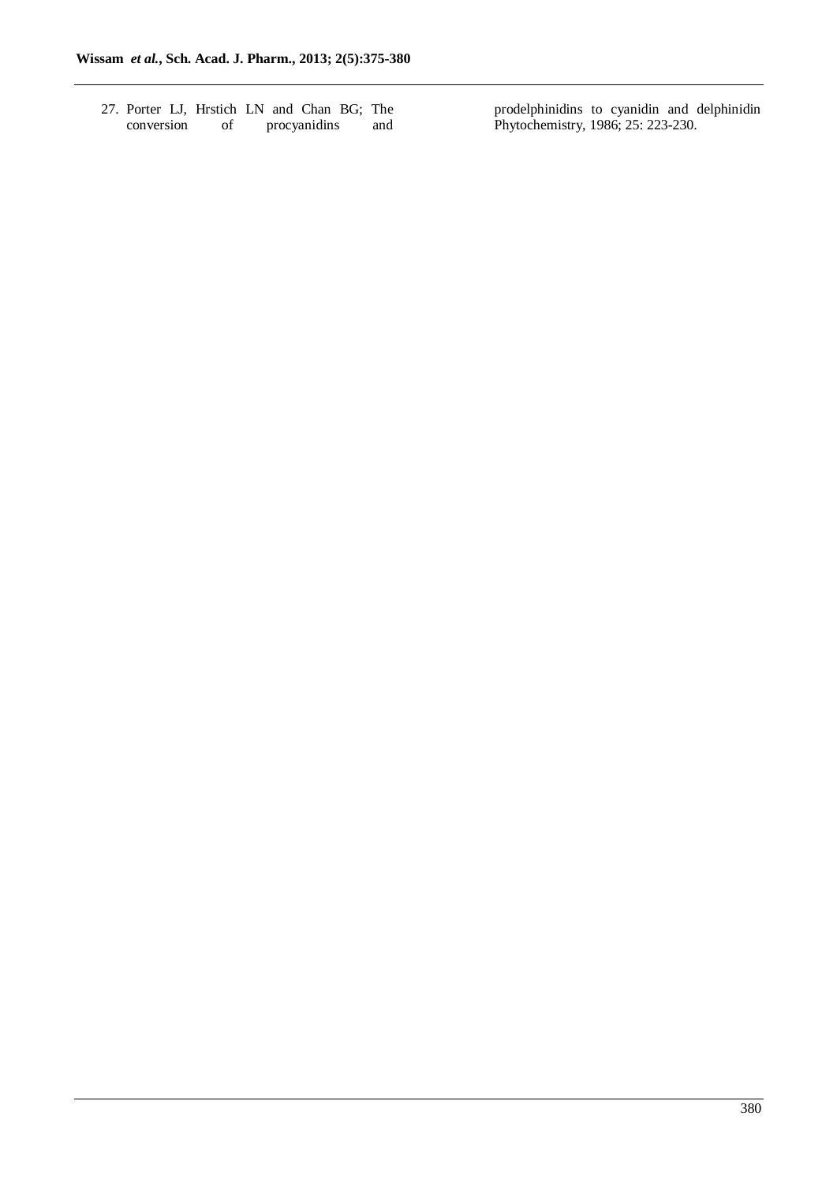27. Porter LJ, Hrstich LN and Chan BG; The conversion of procyanidins and prodelphinidins to cyanidin and delphinidin Phytochemistry, 1986; 25: 223-230.